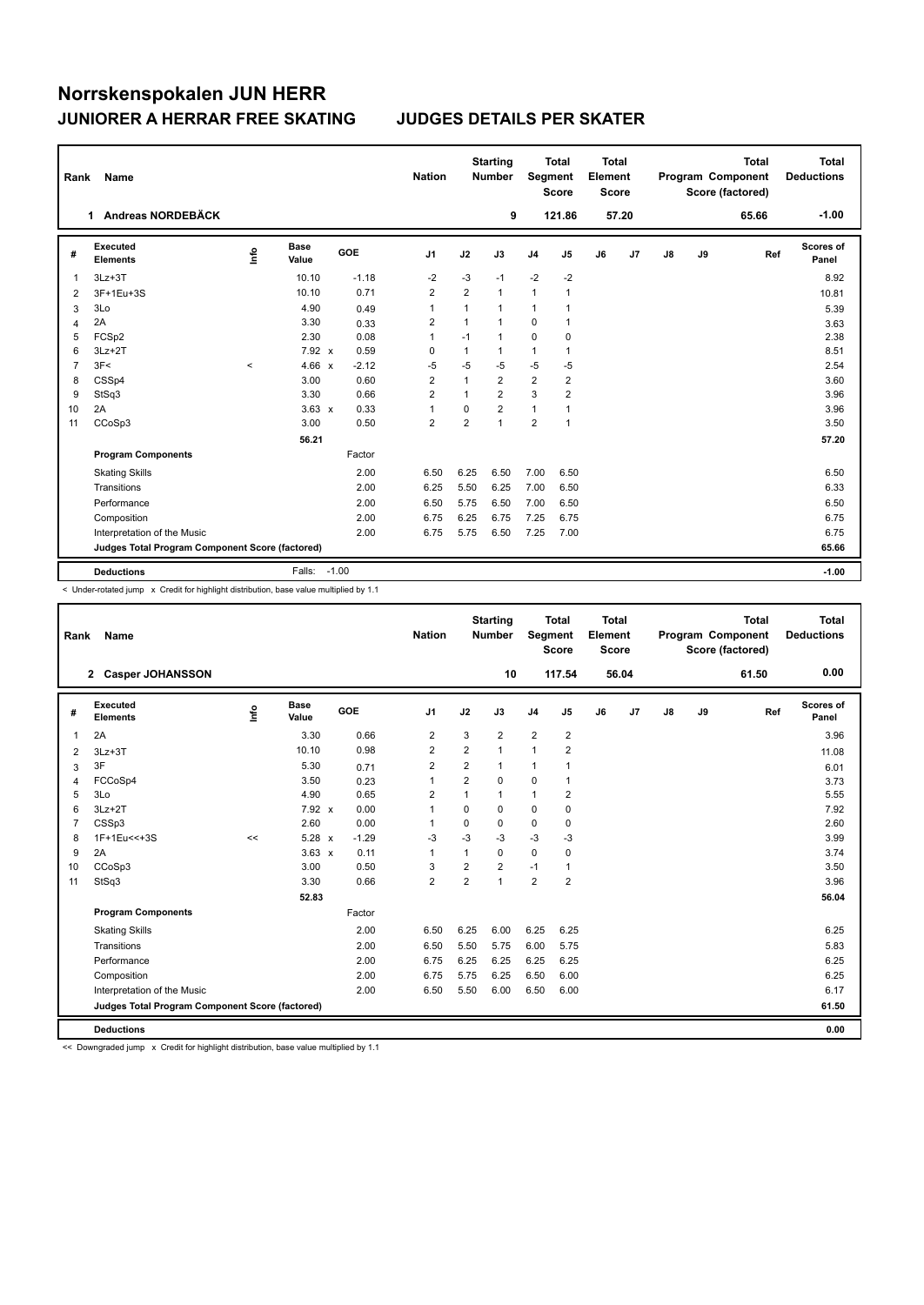# Norrskenspokalen JUN HERR

## JUNIORER A HERRAR FREE SKATING    JUDGES DETAILS PER SKATER

| Rank | Name | Nation | Starting Number | Total Segment Score | Total Element Score | Total Program Component Score (factored) | Total Deductions |
|---|---|---|---|---|---|---|---|
| 1 | Andreas NORDEBÄCK | | 9 | 121.86 | 57.20 | 65.66 | -1.00 |

| # | Executed Elements | Info | Base Value | | GOE | J1 | J2 | J3 | J4 | J5 | J6 | J7 | J8 | J9 | Ref | Scores of Panel |
|---|---|---|---|---|---|---|---|---|---|---|---|---|---|---|---|---|
| 1 | 3Lz+3T | | 10.10 | | -1.18 | -2 | -3 | -1 | -2 | -2 | | | | | | 8.92 |
| 2 | 3F+1Eu+3S | | 10.10 | | 0.71 | 2 | 2 | 1 | 1 | 1 | | | | | | 10.81 |
| 3 | 3Lo | | 4.90 | | 0.49 | 1 | 1 | 1 | 1 | 1 | | | | | | 5.39 |
| 4 | 2A | | 3.30 | | 0.33 | 2 | 1 | 1 | 0 | 1 | | | | | | 3.63 |
| 5 | FCSp2 | | 2.30 | | 0.08 | 1 | -1 | 1 | 0 | 0 | | | | | | 2.38 |
| 6 | 3Lz+2T | | 7.92 | x | 0.59 | 0 | 1 | 1 | 1 | 1 | | | | | | 8.51 |
| 7 | 3F< | < | 4.66 | x | -2.12 | -5 | -5 | -5 | -5 | -5 | | | | | | 2.54 |
| 8 | CSSp4 | | 3.00 | | 0.60 | 2 | 1 | 2 | 2 | 2 | | | | | | 3.60 |
| 9 | StSq3 | | 3.30 | | 0.66 | 2 | 1 | 2 | 3 | 2 | | | | | | 3.96 |
| 10 | 2A | | 3.63 | x | 0.33 | 1 | 0 | 2 | 1 | 1 | | | | | | 3.96 |
| 11 | CCoSp3 | | 3.00 | | 0.50 | 2 | 2 | 1 | 2 | 1 | | | | | | 3.50 |
| | | | 56.21 | | | | | | | | | | | | | 57.20 |
| | **Program Components** | | | | Factor | | | | | | | | | | | |
| | Skating Skills | | | | 2.00 | 6.50 | 6.25 | 6.50 | 7.00 | 6.50 | | | | | | 6.50 |
| | Transitions | | | | 2.00 | 6.25 | 5.50 | 6.25 | 7.00 | 6.50 | | | | | | 6.33 |
| | Performance | | | | 2.00 | 6.50 | 5.75 | 6.50 | 7.00 | 6.50 | | | | | | 6.50 |
| | Composition | | | | 2.00 | 6.75 | 6.25 | 6.75 | 7.25 | 6.75 | | | | | | 6.75 |
| | Interpretation of the Music | | | | 2.00 | 6.75 | 5.75 | 6.50 | 7.25 | 7.00 | | | | | | 6.75 |
| | **Judges Total Program Component Score (factored)** | | | | | | | | | | | | | | | 65.66 |
| | **Deductions** | | Falls: | -1.00 | | | | | | | | | | | | -1.00 |

< Under-rotated jump x Credit for highlight distribution, base value multiplied by 1.1

| Rank | Name | Nation | Starting Number | Total Segment Score | Total Element Score | Total Program Component Score (factored) | Total Deductions |
|---|---|---|---|---|---|---|---|
| 2 | Casper JOHANSSON | | 10 | 117.54 | 56.04 | 61.50 | 0.00 |

| # | Executed Elements | Info | Base Value | | GOE | J1 | J2 | J3 | J4 | J5 | J6 | J7 | J8 | J9 | Ref | Scores of Panel |
|---|---|---|---|---|---|---|---|---|---|---|---|---|---|---|---|---|
| 1 | 2A | | 3.30 | | 0.66 | 2 | 3 | 2 | 2 | 2 | | | | | | 3.96 |
| 2 | 3Lz+3T | | 10.10 | | 0.98 | 2 | 2 | 1 | 1 | 2 | | | | | | 11.08 |
| 3 | 3F | | 5.30 | | 0.71 | 2 | 2 | 1 | 1 | 1 | | | | | | 6.01 |
| 4 | FCCoSp4 | | 3.50 | | 0.23 | 1 | 2 | 0 | 0 | 1 | | | | | | 3.73 |
| 5 | 3Lo | | 4.90 | | 0.65 | 2 | 1 | 1 | 1 | 2 | | | | | | 5.55 |
| 6 | 3Lz+2T | | 7.92 | x | 0.00 | 1 | 0 | 0 | 0 | 0 | | | | | | 7.92 |
| 7 | CSSp3 | | 2.60 | | 0.00 | 1 | 0 | 0 | 0 | 0 | | | | | | 2.60 |
| 8 | 1F+1Eu<<+3S | << | 5.28 | x | -1.29 | -3 | -3 | -3 | -3 | -3 | | | | | | 3.99 |
| 9 | 2A | | 3.63 | x | 0.11 | 1 | 1 | 0 | 0 | 0 | | | | | | 3.74 |
| 10 | CCoSp3 | | 3.00 | | 0.50 | 3 | 2 | 2 | -1 | 1 | | | | | | 3.50 |
| 11 | StSq3 | | 3.30 | | 0.66 | 2 | 2 | 1 | 2 | 2 | | | | | | 3.96 |
| | | | 52.83 | | | | | | | | | | | | | 56.04 |
| | **Program Components** | | | | Factor | | | | | | | | | | | |
| | Skating Skills | | | | 2.00 | 6.50 | 6.25 | 6.00 | 6.25 | 6.25 | | | | | | 6.25 |
| | Transitions | | | | 2.00 | 6.50 | 5.50 | 5.75 | 6.00 | 5.75 | | | | | | 5.83 |
| | Performance | | | | 2.00 | 6.75 | 6.25 | 6.25 | 6.25 | 6.25 | | | | | | 6.25 |
| | Composition | | | | 2.00 | 6.75 | 5.75 | 6.25 | 6.50 | 6.00 | | | | | | 6.25 |
| | Interpretation of the Music | | | | 2.00 | 6.50 | 5.50 | 6.00 | 6.50 | 6.00 | | | | | | 6.17 |
| | **Judges Total Program Component Score (factored)** | | | | | | | | | | | | | | | 61.50 |
| | **Deductions** | | | | | | | | | | | | | | | 0.00 |

<< Downgraded jump x Credit for highlight distribution, base value multiplied by 1.1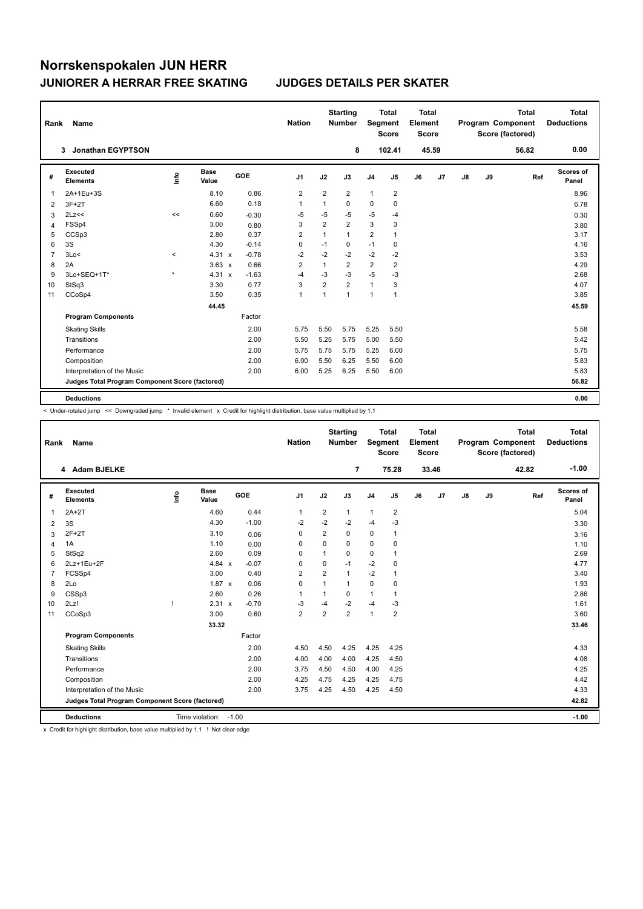# Norrskenspokalen JUN HERR

## JUNIORER A HERRAR FREE SKATING — JUDGES DETAILS PER SKATER

| Rank | Name | Nation | Starting Number | Total Segment Score | Total Element Score | Total Program Component Score (factored) | Total Deductions |
|---|---|---|---|---|---|---|---|
| 3 | Jonathan EGYPTSON | | 8 | 102.41 | 45.59 | 56.82 | 0.00 |

| # | Executed Elements | Info | Base Value | | GOE | J1 | J2 | J3 | J4 | J5 | J6 | J7 | J8 | J9 | Ref | Scores of Panel |
|---|---|---|---|---|---|---|---|---|---|---|---|---|---|---|---|---|
| 1 | 2A+1Eu+3S | | 8.10 | | 0.86 | 2 | 2 | 2 | 1 | 2 | | | | | | 8.96 |
| 2 | 3F+2T | | 6.60 | | 0.18 | 1 | 1 | 0 | 0 | 0 | | | | | | 6.78 |
| 3 | 2Lz<< | << | 0.60 | | -0.30 | -5 | -5 | -5 | -5 | -4 | | | | | | 0.30 |
| 4 | FSSp4 | | 3.00 | | 0.80 | 3 | 2 | 2 | 3 | 3 | | | | | | 3.80 |
| 5 | CCSp3 | | 2.80 | | 0.37 | 2 | 1 | 1 | 2 | 1 | | | | | | 3.17 |
| 6 | 3S | | 4.30 | | -0.14 | 0 | -1 | 0 | -1 | 0 | | | | | | 4.16 |
| 7 | 3Lo< | < | 4.31 | x | -0.78 | -2 | -2 | -2 | -2 | -2 | | | | | | 3.53 |
| 8 | 2A | | 3.63 | x | 0.66 | 2 | 1 | 2 | 2 | 2 | | | | | | 4.29 |
| 9 | 3Lo+SEQ+1T* | * | 4.31 | x | -1.63 | -4 | -3 | -3 | -5 | -3 | | | | | | 2.68 |
| 10 | StSq3 | | 3.30 | | 0.77 | 3 | 2 | 2 | 1 | 3 | | | | | | 4.07 |
| 11 | CCoSp4 | | 3.50 | | 0.35 | 1 | 1 | 1 | 1 | 1 | | | | | | 3.85 |
| | | | 44.45 | | | | | | | | | | | | | 45.59 |
| | **Program Components** | | | | Factor | | | | | | | | | | | |
| | Skating Skills | | | | 2.00 | 5.75 | 5.50 | 5.75 | 5.25 | 5.50 | | | | | | 5.58 |
| | Transitions | | | | 2.00 | 5.50 | 5.25 | 5.75 | 5.00 | 5.50 | | | | | | 5.42 |
| | Performance | | | | 2.00 | 5.75 | 5.75 | 5.75 | 5.25 | 6.00 | | | | | | 5.75 |
| | Composition | | | | 2.00 | 6.00 | 5.50 | 6.25 | 5.50 | 6.00 | | | | | | 5.83 |
| | Interpretation of the Music | | | | 2.00 | 6.00 | 5.25 | 6.25 | 5.50 | 6.00 | | | | | | 5.83 |
| | **Judges Total Program Component Score (factored)** | | | | | | | | | | | | | | | 56.82 |
| | **Deductions** | | | | | | | | | | | | | | | 0.00 |

< Under-rotated jump << Downgraded jump * Invalid element x Credit for highlight distribution, base value multiplied by 1.1

| Rank | Name | Nation | Starting Number | Total Segment Score | Total Element Score | Total Program Component Score (factored) | Total Deductions |
|---|---|---|---|---|---|---|---|
| 4 | Adam BJELKE | | 7 | 75.28 | 33.46 | 42.82 | -1.00 |

| # | Executed Elements | Info | Base Value | | GOE | J1 | J2 | J3 | J4 | J5 | J6 | J7 | J8 | J9 | Ref | Scores of Panel |
|---|---|---|---|---|---|---|---|---|---|---|---|---|---|---|---|---|
| 1 | 2A+2T | | 4.60 | | 0.44 | 1 | 2 | 1 | 1 | 2 | | | | | | 5.04 |
| 2 | 3S | | 4.30 | | -1.00 | -2 | -2 | -2 | -4 | -3 | | | | | | 3.30 |
| 3 | 2F+2T | | 3.10 | | 0.06 | 0 | 2 | 0 | 0 | 1 | | | | | | 3.16 |
| 4 | 1A | | 1.10 | | 0.00 | 0 | 0 | 0 | 0 | 0 | | | | | | 1.10 |
| 5 | StSq2 | | 2.60 | | 0.09 | 0 | 1 | 0 | 0 | 1 | | | | | | 2.69 |
| 6 | 2Lz+1Eu+2F | | 4.84 | x | -0.07 | 0 | 0 | -1 | -2 | 0 | | | | | | 4.77 |
| 7 | FCSSp4 | | 3.00 | | 0.40 | 2 | 2 | 1 | -2 | 1 | | | | | | 3.40 |
| 8 | 2Lo | | 1.87 | x | 0.06 | 0 | 1 | 1 | 0 | 0 | | | | | | 1.93 |
| 9 | CSSp3 | | 2.60 | | 0.26 | 1 | 1 | 0 | 1 | 1 | | | | | | 2.86 |
| 10 | 2Lz! | ! | 2.31 | x | -0.70 | -3 | -4 | -2 | -4 | -3 | | | | | | 1.61 |
| 11 | CCoSp3 | | 3.00 | | 0.60 | 2 | 2 | 2 | 1 | 2 | | | | | | 3.60 |
| | | | 33.32 | | | | | | | | | | | | | 33.46 |
| | **Program Components** | | | | Factor | | | | | | | | | | | |
| | Skating Skills | | | | 2.00 | 4.50 | 4.50 | 4.25 | 4.25 | 4.25 | | | | | | 4.33 |
| | Transitions | | | | 2.00 | 4.00 | 4.00 | 4.00 | 4.25 | 4.50 | | | | | | 4.08 |
| | Performance | | | | 2.00 | 3.75 | 4.50 | 4.50 | 4.00 | 4.25 | | | | | | 4.25 |
| | Composition | | | | 2.00 | 4.25 | 4.75 | 4.25 | 4.25 | 4.75 | | | | | | 4.42 |
| | Interpretation of the Music | | | | 2.00 | 3.75 | 4.25 | 4.50 | 4.25 | 4.50 | | | | | | 4.33 |
| | **Judges Total Program Component Score (factored)** | | | | | | | | | | | | | | | 42.82 |
| | **Deductions** | Time violation: -1.00 | | | | | | | | | | | | | | -1.00 |

x Credit for highlight distribution, base value multiplied by 1.1 ! Not clear edge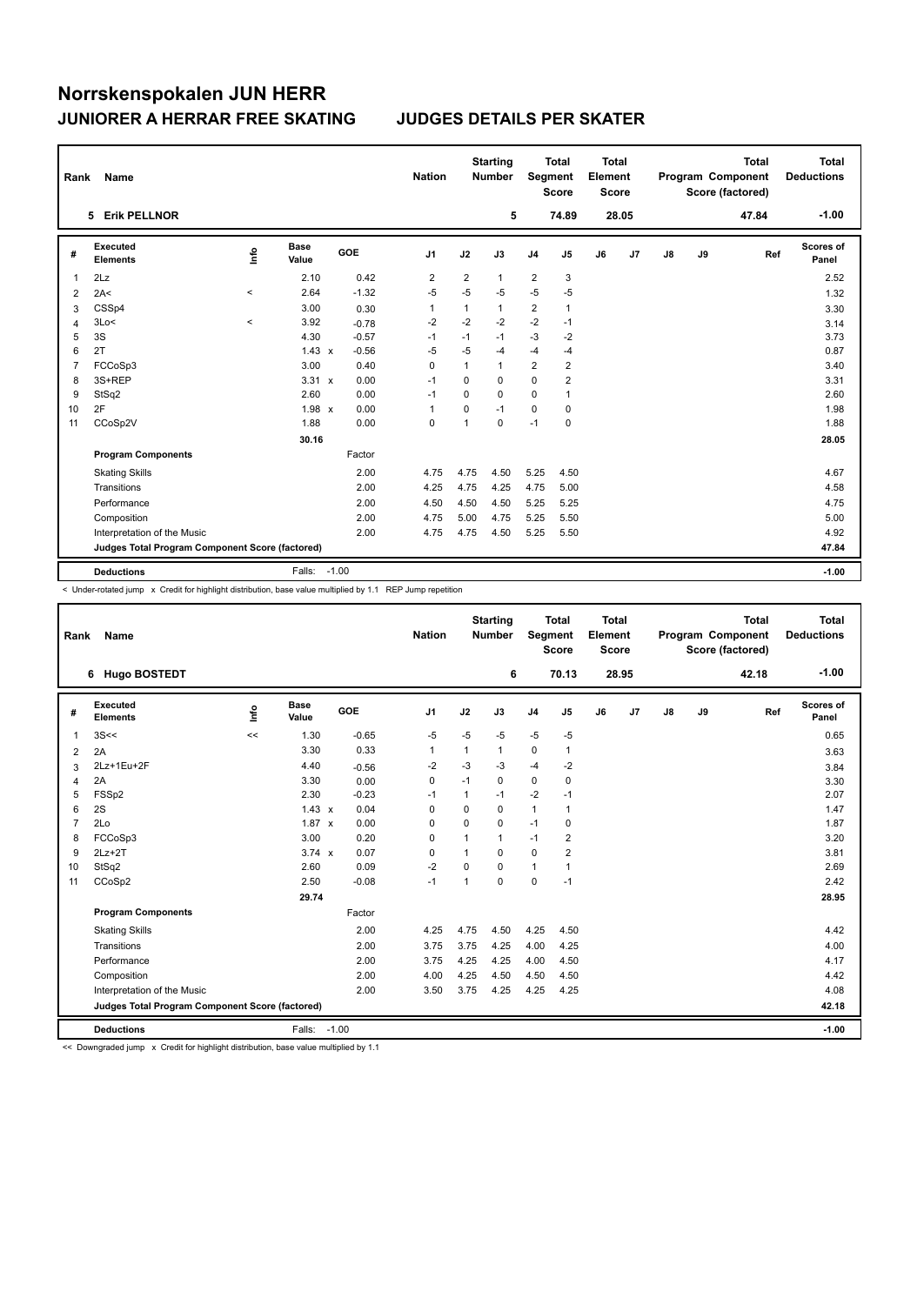# Norrskenspokalen JUN HERR

## JUNIORER A HERRAR FREE SKATING JUDGES DETAILS PER SKATER

| Rank | Name | Nation | Starting Number | Total Segment Score | Total Element Score | Total Program Component Score (factored) | Total Deductions |
|---|---|---|---|---|---|---|---|
| 5 | Erik PELLNOR | | 5 | 74.89 | 28.05 | 47.84 | -1.00 |

| # | Executed Elements | Info | Base Value | | GOE | J1 | J2 | J3 | J4 | J5 | J6 | J7 | J8 | J9 | Ref | Scores of Panel |
|---|---|---|---|---|---|---|---|---|---|---|---|---|---|---|---|---|
| 1 | 2Lz | | 2.10 | | 0.42 | 2 | 2 | 1 | 2 | 3 | | | | | | 2.52 |
| 2 | 2A< | < | 2.64 | | -1.32 | -5 | -5 | -5 | -5 | -5 | | | | | | 1.32 |
| 3 | CSSp4 | | 3.00 | | 0.30 | 1 | 1 | 1 | 2 | 1 | | | | | | 3.30 |
| 4 | 3Lo< | < | 3.92 | | -0.78 | -2 | -2 | -2 | -2 | -1 | | | | | | 3.14 |
| 5 | 3S | | 4.30 | | -0.57 | -1 | -1 | -1 | -3 | -2 | | | | | | 3.73 |
| 6 | 2T | | 1.43 | x | -0.56 | -5 | -5 | -4 | -4 | -4 | | | | | | 0.87 |
| 7 | FCCoSp3 | | 3.00 | | 0.40 | 0 | 1 | 1 | 2 | 2 | | | | | | 3.40 |
| 8 | 3S+REP | | 3.31 | x | 0.00 | -1 | 0 | 0 | 0 | 2 | | | | | | 3.31 |
| 9 | StSq2 | | 2.60 | | 0.00 | -1 | 0 | 0 | 0 | 1 | | | | | | 2.60 |
| 10 | 2F | | 1.98 | x | 0.00 | 1 | 0 | -1 | 0 | 0 | | | | | | 1.98 |
| 11 | CCoSp2V | | 1.88 | | 0.00 | 0 | 1 | 0 | -1 | 0 | | | | | | 1.88 |
| | | | 30.16 | | | | | | | | | | | | | 28.05 |
| | **Program Components** | | | | Factor | | | | | | | | | | | |
| | Skating Skills | | | | 2.00 | 4.75 | 4.75 | 4.50 | 5.25 | 4.50 | | | | | | 4.67 |
| | Transitions | | | | 2.00 | 4.25 | 4.75 | 4.25 | 4.75 | 5.00 | | | | | | 4.58 |
| | Performance | | | | 2.00 | 4.50 | 4.50 | 4.50 | 5.25 | 5.25 | | | | | | 4.75 |
| | Composition | | | | 2.00 | 4.75 | 5.00 | 4.75 | 5.25 | 5.50 | | | | | | 5.00 |
| | Interpretation of the Music | | | | 2.00 | 4.75 | 4.75 | 4.50 | 5.25 | 5.50 | | | | | | 4.92 |
| | **Judges Total Program Component Score (factored)** | | | | | | | | | | | | | | | 47.84 |
| | **Deductions** | | Falls: | -1.00 | | | | | | | | | | | | -1.00 |

< Under-rotated jump x Credit for highlight distribution, base value multiplied by 1.1 REP Jump repetition

| Rank | Name | Nation | Starting Number | Total Segment Score | Total Element Score | Total Program Component Score (factored) | Total Deductions |
|---|---|---|---|---|---|---|---|
| 6 | Hugo BOSTEDT | | 6 | 70.13 | 28.95 | 42.18 | -1.00 |

| # | Executed Elements | Info | Base Value | | GOE | J1 | J2 | J3 | J4 | J5 | J6 | J7 | J8 | J9 | Ref | Scores of Panel |
|---|---|---|---|---|---|---|---|---|---|---|---|---|---|---|---|---|
| 1 | 3S<< | << | 1.30 | | -0.65 | -5 | -5 | -5 | -5 | -5 | | | | | | 0.65 |
| 2 | 2A | | 3.30 | | 0.33 | 1 | 1 | 1 | 0 | 1 | | | | | | 3.63 |
| 3 | 2Lz+1Eu+2F | | 4.40 | | -0.56 | -2 | -3 | -3 | -4 | -2 | | | | | | 3.84 |
| 4 | 2A | | 3.30 | | 0.00 | 0 | -1 | 0 | 0 | 0 | | | | | | 3.30 |
| 5 | FSSp2 | | 2.30 | | -0.23 | -1 | 1 | -1 | -2 | -1 | | | | | | 2.07 |
| 6 | 2S | | 1.43 | x | 0.04 | 0 | 0 | 0 | 1 | 1 | | | | | | 1.47 |
| 7 | 2Lo | | 1.87 | x | 0.00 | 0 | 0 | 0 | -1 | 0 | | | | | | 1.87 |
| 8 | FCCoSp3 | | 3.00 | | 0.20 | 0 | 1 | 1 | -1 | 2 | | | | | | 3.20 |
| 9 | 2Lz+2T | | 3.74 | x | 0.07 | 0 | 1 | 0 | 0 | 2 | | | | | | 3.81 |
| 10 | StSq2 | | 2.60 | | 0.09 | -2 | 0 | 0 | 1 | 1 | | | | | | 2.69 |
| 11 | CCoSp2 | | 2.50 | | -0.08 | -1 | 1 | 0 | 0 | -1 | | | | | | 2.42 |
| | | | 29.74 | | | | | | | | | | | | | 28.95 |
| | **Program Components** | | | | Factor | | | | | | | | | | | |
| | Skating Skills | | | | 2.00 | 4.25 | 4.75 | 4.50 | 4.25 | 4.50 | | | | | | 4.42 |
| | Transitions | | | | 2.00 | 3.75 | 3.75 | 4.25 | 4.00 | 4.25 | | | | | | 4.00 |
| | Performance | | | | 2.00 | 3.75 | 4.25 | 4.25 | 4.00 | 4.50 | | | | | | 4.17 |
| | Composition | | | | 2.00 | 4.00 | 4.25 | 4.50 | 4.50 | 4.50 | | | | | | 4.42 |
| | Interpretation of the Music | | | | 2.00 | 3.50 | 3.75 | 4.25 | 4.25 | 4.25 | | | | | | 4.08 |
| | **Judges Total Program Component Score (factored)** | | | | | | | | | | | | | | | 42.18 |
| | **Deductions** | | Falls: | -1.00 | | | | | | | | | | | | -1.00 |

<< Downgraded jump x Credit for highlight distribution, base value multiplied by 1.1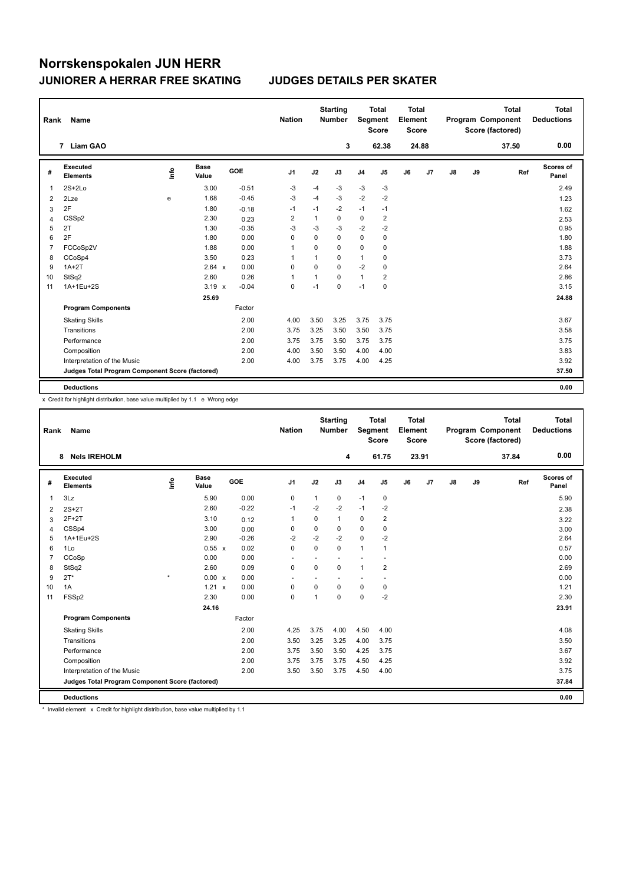# Norrskenspokalen JUN HERR

## JUNIORER A HERRAR FREE SKATING JUDGES DETAILS PER SKATER

| Rank | Name | Nation | Starting Number | Total Segment Score | Total Element Score | Total Program Component Score (factored) | Total Deductions |
|---|---|---|---|---|---|---|---|
| 7 | Liam GAO | | 3 | 62.38 | 24.88 | 37.50 | 0.00 |

| # | Executed Elements | Info | Base Value | | GOE | J1 | J2 | J3 | J4 | J5 | J6 | J7 | J8 | J9 | Ref | Scores of Panel |
|---|---|---|---|---|---|---|---|---|---|---|---|---|---|---|---|---|
| 1 | 2S+2Lo | | 3.00 | | -0.51 | -3 | -4 | -3 | -3 | -3 | | | | | | 2.49 |
| 2 | 2Lze | e | 1.68 | | -0.45 | -3 | -4 | -3 | -2 | -2 | | | | | | 1.23 |
| 3 | 2F | | 1.80 | | -0.18 | -1 | -1 | -2 | -1 | -1 | | | | | | 1.62 |
| 4 | CSSp2 | | 2.30 | | 0.23 | 2 | 1 | 0 | 0 | 2 | | | | | | 2.53 |
| 5 | 2T | | 1.30 | | -0.35 | -3 | -3 | -3 | -2 | -2 | | | | | | 0.95 |
| 6 | 2F | | 1.80 | | 0.00 | 0 | 0 | 0 | 0 | 0 | | | | | | 1.80 |
| 7 | FCCoSp2V | | 1.88 | | 0.00 | 1 | 0 | 0 | 0 | 0 | | | | | | 1.88 |
| 8 | CCoSp4 | | 3.50 | | 0.23 | 1 | 1 | 0 | 1 | 0 | | | | | | 3.73 |
| 9 | 1A+2T | | 2.64 | x | 0.00 | 0 | 0 | 0 | -2 | 0 | | | | | | 2.64 |
| 10 | StSq2 | | 2.60 | | 0.26 | 1 | 1 | 0 | 1 | 2 | | | | | | 2.86 |
| 11 | 1A+1Eu+2S | | 3.19 | x | -0.04 | 0 | -1 | 0 | -1 | 0 | | | | | | 3.15 |
| | | | 25.69 | | | | | | | | | | | | | 24.88 |
| | **Program Components** | | | | Factor | | | | | | | | | | | |
| | Skating Skills | | | | 2.00 | 4.00 | 3.50 | 3.25 | 3.75 | 3.75 | | | | | | 3.67 |
| | Transitions | | | | 2.00 | 3.75 | 3.25 | 3.50 | 3.50 | 3.75 | | | | | | 3.58 |
| | Performance | | | | 2.00 | 3.75 | 3.75 | 3.50 | 3.75 | 3.75 | | | | | | 3.75 |
| | Composition | | | | 2.00 | 4.00 | 3.50 | 3.50 | 4.00 | 4.00 | | | | | | 3.83 |
| | Interpretation of the Music | | | | 2.00 | 4.00 | 3.75 | 3.75 | 4.00 | 4.25 | | | | | | 3.92 |
| | **Judges Total Program Component Score (factored)** | | | | | | | | | | | | | | | 37.50 |
| | **Deductions** | | | | | | | | | | | | | | | 0.00 |

x Credit for highlight distribution, base value multiplied by 1.1 e Wrong edge

| Rank | Name | Nation | Starting Number | Total Segment Score | Total Element Score | Total Program Component Score (factored) | Total Deductions |
|---|---|---|---|---|---|---|---|
| 8 | Nels IREHOLM | | 4 | 61.75 | 23.91 | 37.84 | 0.00 |

| # | Executed Elements | Info | Base Value | | GOE | J1 | J2 | J3 | J4 | J5 | J6 | J7 | J8 | J9 | Ref | Scores of Panel |
|---|---|---|---|---|---|---|---|---|---|---|---|---|---|---|---|---|
| 1 | 3Lz | | 5.90 | | 0.00 | 0 | 1 | 0 | -1 | 0 | | | | | | 5.90 |
| 2 | 2S+2T | | 2.60 | | -0.22 | -1 | -2 | -2 | -1 | -2 | | | | | | 2.38 |
| 3 | 2F+2T | | 3.10 | | 0.12 | 1 | 0 | 1 | 0 | 2 | | | | | | 3.22 |
| 4 | CSSp4 | | 3.00 | | 0.00 | 0 | 0 | 0 | 0 | 0 | | | | | | 3.00 |
| 5 | 1A+1Eu+2S | | 2.90 | | -0.26 | -2 | -2 | -2 | 0 | -2 | | | | | | 2.64 |
| 6 | 1Lo | | 0.55 | x | 0.02 | 0 | 0 | 0 | 1 | 1 | | | | | | 0.57 |
| 7 | CCoSp | | 0.00 | | 0.00 | - | - | - | - | - | | | | | | 0.00 |
| 8 | StSq2 | | 2.60 | | 0.09 | 0 | 0 | 0 | 1 | 2 | | | | | | 2.69 |
| 9 | 2T* | * | 0.00 | x | 0.00 | - | - | - | - | - | | | | | | 0.00 |
| 10 | 1A | | 1.21 | x | 0.00 | 0 | 0 | 0 | 0 | 0 | | | | | | 1.21 |
| 11 | FSSp2 | | 2.30 | | 0.00 | 0 | 1 | 0 | 0 | -2 | | | | | | 2.30 |
| | | | 24.16 | | | | | | | | | | | | | 23.91 |
| | **Program Components** | | | | Factor | | | | | | | | | | | |
| | Skating Skills | | | | 2.00 | 4.25 | 3.75 | 4.00 | 4.50 | 4.00 | | | | | | 4.08 |
| | Transitions | | | | 2.00 | 3.50 | 3.25 | 3.25 | 4.00 | 3.75 | | | | | | 3.50 |
| | Performance | | | | 2.00 | 3.75 | 3.50 | 3.50 | 4.25 | 3.75 | | | | | | 3.67 |
| | Composition | | | | 2.00 | 3.75 | 3.75 | 3.75 | 4.50 | 4.25 | | | | | | 3.92 |
| | Interpretation of the Music | | | | 2.00 | 3.50 | 3.50 | 3.75 | 4.50 | 4.00 | | | | | | 3.75 |
| | **Judges Total Program Component Score (factored)** | | | | | | | | | | | | | | | 37.84 |
| | **Deductions** | | | | | | | | | | | | | | | 0.00 |

* Invalid element x Credit for highlight distribution, base value multiplied by 1.1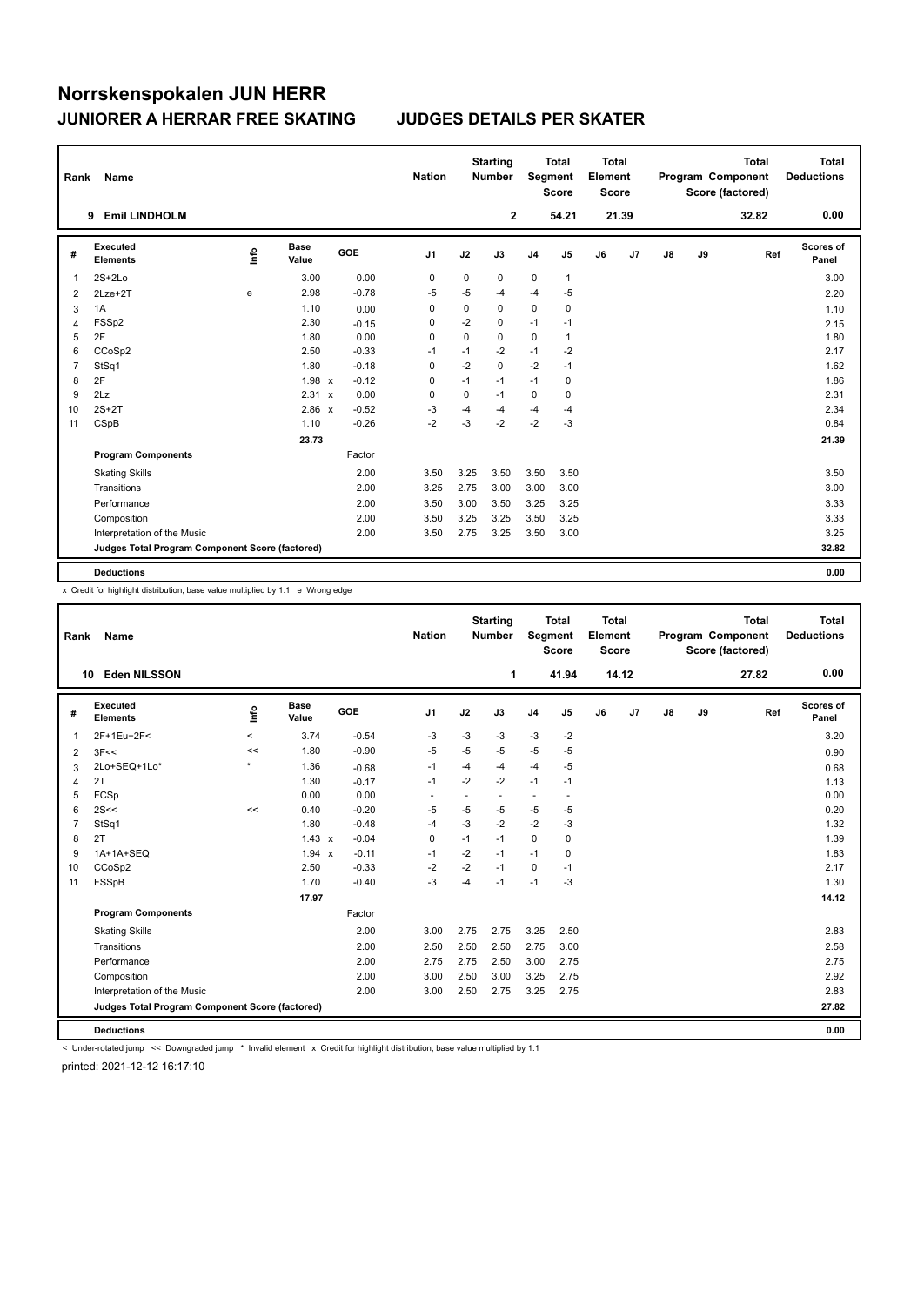# Norrskenspokalen JUN HERR

## JUNIORER A HERRAR FREE SKATING — JUDGES DETAILS PER SKATER

| Rank | Name | Nation | Starting Number | Total Segment Score | Total Element Score | Total Program Component Score (factored) | Total Deductions |
|---|---|---|---|---|---|---|---|
| 9 | Emil LINDHOLM | | 2 | 54.21 | 21.39 | 32.82 | 0.00 |

| # | Executed Elements | Info | Base Value | | GOE | J1 | J2 | J3 | J4 | J5 | J6 | J7 | J8 | J9 | Ref | Scores of Panel |
|---|---|---|---|---|---|---|---|---|---|---|---|---|---|---|---|---|
| 1 | 2S+2Lo | | 3.00 | | 0.00 | 0 | 0 | 0 | 0 | 1 | | | | | | 3.00 |
| 2 | 2Lze+2T | e | 2.98 | | -0.78 | -5 | -5 | -4 | -4 | -5 | | | | | | 2.20 |
| 3 | 1A | | 1.10 | | 0.00 | 0 | 0 | 0 | 0 | 0 | | | | | | 1.10 |
| 4 | FSSp2 | | 2.30 | | -0.15 | 0 | -2 | 0 | -1 | -1 | | | | | | 2.15 |
| 5 | 2F | | 1.80 | | 0.00 | 0 | 0 | 0 | 0 | 1 | | | | | | 1.80 |
| 6 | CCoSp2 | | 2.50 | | -0.33 | -1 | -1 | -2 | -1 | -2 | | | | | | 2.17 |
| 7 | StSq1 | | 1.80 | | -0.18 | 0 | -2 | 0 | -2 | -1 | | | | | | 1.62 |
| 8 | 2F | | 1.98 | x | -0.12 | 0 | -1 | -1 | -1 | 0 | | | | | | 1.86 |
| 9 | 2Lz | | 2.31 | x | 0.00 | 0 | 0 | -1 | 0 | 0 | | | | | | 2.31 |
| 10 | 2S+2T | | 2.86 | x | -0.52 | -3 | -4 | -4 | -4 | -4 | | | | | | 2.34 |
| 11 | CSpB | | 1.10 | | -0.26 | -2 | -3 | -2 | -2 | -3 | | | | | | 0.84 |
| | | | 23.73 | | | | | | | | | | | | | 21.39 |
| | **Program Components** | | | | Factor | | | | | | | | | | | |
| | Skating Skills | | | | 2.00 | 3.50 | 3.25 | 3.50 | 3.50 | 3.50 | | | | | | 3.50 |
| | Transitions | | | | 2.00 | 3.25 | 2.75 | 3.00 | 3.00 | 3.00 | | | | | | 3.00 |
| | Performance | | | | 2.00 | 3.50 | 3.00 | 3.50 | 3.25 | 3.25 | | | | | | 3.33 |
| | Composition | | | | 2.00 | 3.50 | 3.25 | 3.25 | 3.50 | 3.25 | | | | | | 3.33 |
| | Interpretation of the Music | | | | 2.00 | 3.50 | 2.75 | 3.25 | 3.50 | 3.00 | | | | | | 3.25 |
| | **Judges Total Program Component Score (factored)** | | | | | | | | | | | | | | | 32.82 |
| | **Deductions** | | | | | | | | | | | | | | | 0.00 |

x Credit for highlight distribution, base value multiplied by 1.1 e Wrong edge

| Rank | Name | Nation | Starting Number | Total Segment Score | Total Element Score | Total Program Component Score (factored) | Total Deductions |
|---|---|---|---|---|---|---|---|
| 10 | Eden NILSSON | | 1 | 41.94 | 14.12 | 27.82 | 0.00 |

| # | Executed Elements | Info | Base Value | | GOE | J1 | J2 | J3 | J4 | J5 | J6 | J7 | J8 | J9 | Ref | Scores of Panel |
|---|---|---|---|---|---|---|---|---|---|---|---|---|---|---|---|---|
| 1 | 2F+1Eu+2F< | < | 3.74 | | -0.54 | -3 | -3 | -3 | -3 | -2 | | | | | | 3.20 |
| 2 | 3F<< | << | 1.80 | | -0.90 | -5 | -5 | -5 | -5 | -5 | | | | | | 0.90 |
| 3 | 2Lo+SEQ+1Lo* | * | 1.36 | | -0.68 | -1 | -4 | -4 | -4 | -5 | | | | | | 0.68 |
| 4 | 2T | | 1.30 | | -0.17 | -1 | -2 | -2 | -1 | -1 | | | | | | 1.13 |
| 5 | FCSp | | 0.00 | | 0.00 | - | - | - | - | - | | | | | | 0.00 |
| 6 | 2S<< | << | 0.40 | | -0.20 | -5 | -5 | -5 | -5 | -5 | | | | | | 0.20 |
| 7 | StSq1 | | 1.80 | | -0.48 | -4 | -3 | -2 | -2 | -3 | | | | | | 1.32 |
| 8 | 2T | | 1.43 | x | -0.04 | 0 | -1 | -1 | 0 | 0 | | | | | | 1.39 |
| 9 | 1A+1A+SEQ | | 1.94 | x | -0.11 | -1 | -2 | -1 | -1 | 0 | | | | | | 1.83 |
| 10 | CCoSp2 | | 2.50 | | -0.33 | -2 | -2 | -1 | 0 | -1 | | | | | | 2.17 |
| 11 | FSSpB | | 1.70 | | -0.40 | -3 | -4 | -1 | -1 | -3 | | | | | | 1.30 |
| | | | 17.97 | | | | | | | | | | | | | 14.12 |
| | **Program Components** | | | | Factor | | | | | | | | | | | |
| | Skating Skills | | | | 2.00 | 3.00 | 2.75 | 2.75 | 3.25 | 2.50 | | | | | | 2.83 |
| | Transitions | | | | 2.00 | 2.50 | 2.50 | 2.50 | 2.75 | 3.00 | | | | | | 2.58 |
| | Performance | | | | 2.00 | 2.75 | 2.75 | 2.50 | 3.00 | 2.75 | | | | | | 2.75 |
| | Composition | | | | 2.00 | 3.00 | 2.50 | 3.00 | 3.25 | 2.75 | | | | | | 2.92 |
| | Interpretation of the Music | | | | 2.00 | 3.00 | 2.50 | 2.75 | 3.25 | 2.75 | | | | | | 2.83 |
| | **Judges Total Program Component Score (factored)** | | | | | | | | | | | | | | | 27.82 |
| | **Deductions** | | | | | | | | | | | | | | | 0.00 |

< Under-rotated jump << Downgraded jump * Invalid element x Credit for highlight distribution, base value multiplied by 1.1

printed: 2021-12-12 16:17:10